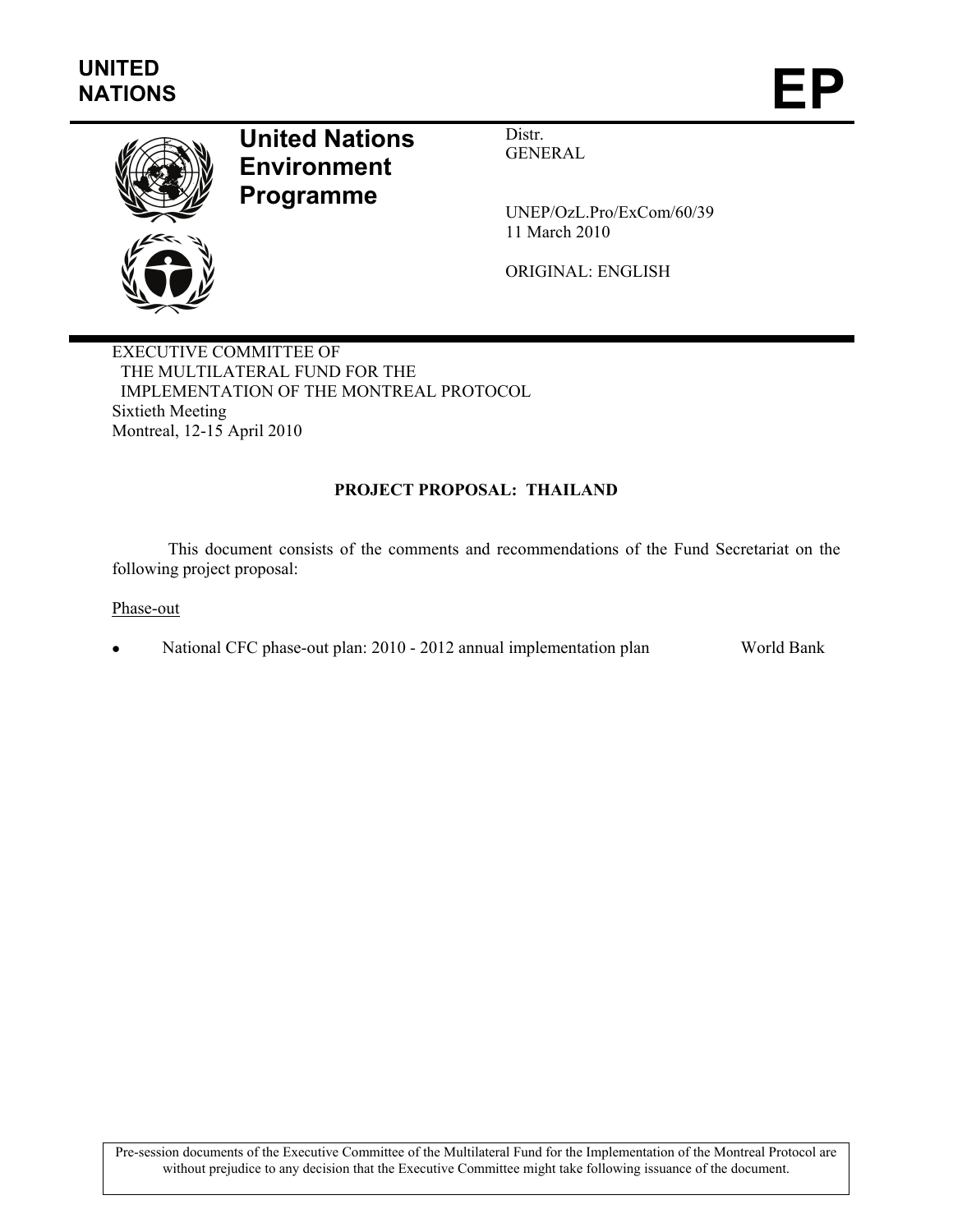UNITED NATIONS

# EP

**United Nations Environment Programme**

Distr.
GENERAL

UNEP/OzL.Pro/ExCom/60/39
11 March 2010

ORIGINAL: ENGLISH

EXECUTIVE COMMITTEE OF
THE MULTILATERAL FUND FOR THE
IMPLEMENTATION OF THE MONTREAL PROTOCOL
Sixtieth Meeting
Montreal, 12-15 April 2010

## PROJECT PROPOSAL: THAILAND

This document consists of the comments and recommendations of the Fund Secretariat on the following project proposal:

Phase-out

- National CFC phase-out plan: 2010 - 2012 annual implementation plan — World Bank

Pre-session documents of the Executive Committee of the Multilateral Fund for the Implementation of the Montreal Protocol are without prejudice to any decision that the Executive Committee might take following issuance of the document.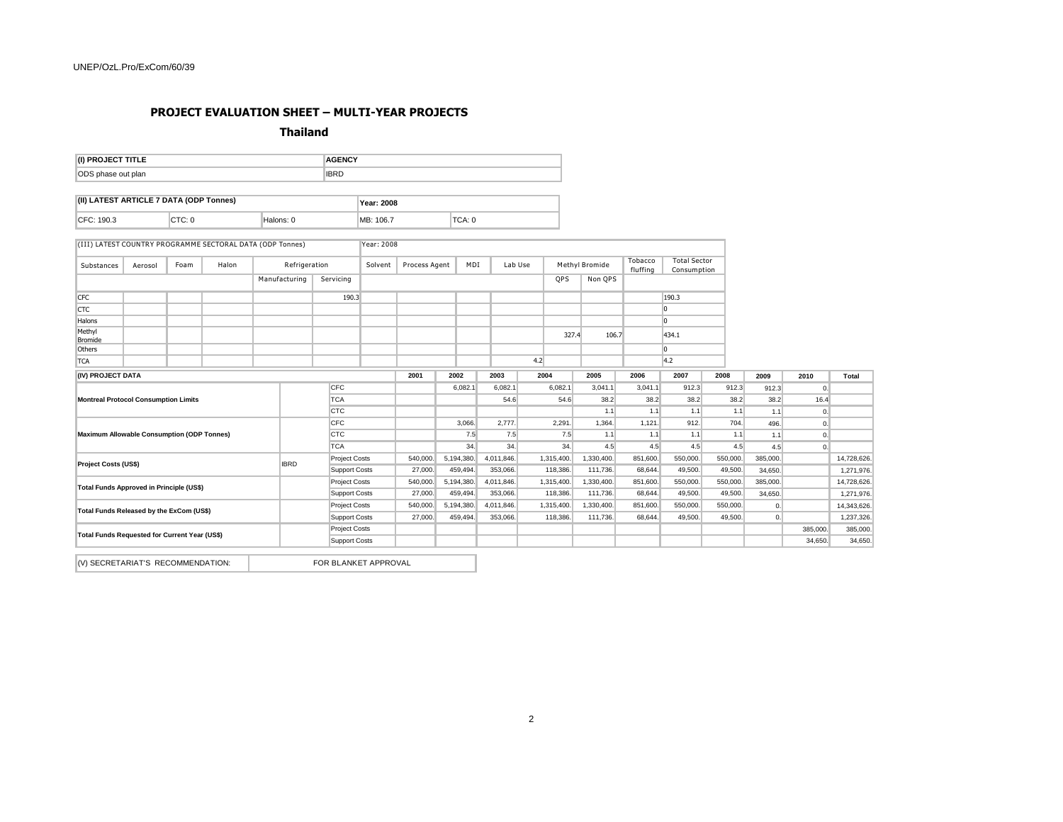## PROJECT EVALUATION SHEET – MULTI-YEAR PROJECTS

### Thailand

| (I) PROJECT TITLE | AGENCY |
|---|---|
| ODS phase out plan | IBRD |

| (II) LATEST ARTICLE 7 DATA (ODP Tonnes) | | | Year: 2008 | |
|---|---|---|---|---|
| CFC: 190.3 | CTC: 0 | Halons: 0 | MB: 106.7 | TCA: 0 |

| (III) LATEST COUNTRY PROGRAMME SECTORAL DATA (ODP Tonnes) | | | | | | Year: 2008 | | | | | | | |
|---|---|---|---|---|---|---|---|---|---|---|---|---|---|
| Substances | Aerosol | Foam | Halon | Refrigeration | | Solvent | Process Agent | MDI | Lab Use | Methyl Bromide | | Tobacco fluffing | Total Sector Consumption |
| | | | | Manufacturing | Servicing | | | | | QPS | Non QPS | | |
| CFC | | | | | 190.3 | | | | | | | | 190.3 |
| CTC | | | | | | | | | | | | | 0 |
| Halons | | | | | | | | | | | | | 0 |
| Methyl Bromide | | | | | | | | | | 327.4 | 106.7 | | 434.1 |
| Others | | | | | | | | | | | | | 0 |
| TCA | | | | | | | | | 4.2 | | | | 4.2 |

| (IV) PROJECT DATA | | | 2001 | 2002 | 2003 | 2004 | 2005 | 2006 | 2007 | 2008 | 2009 | 2010 | Total |
|---|---|---|---|---|---|---|---|---|---|---|---|---|---|
| Montreal Protocol Consumption Limits | | CFC | | 6,082.1 | 6,082.1 | 6,082.1 | 3,041.1 | 3,041.1 | 912.3 | 912.3 | 912.3 | 0. | |
| | | TCA | | | 54.6 | 54.6 | 38.2 | 38.2 | 38.2 | 38.2 | 38.2 | 16.4 | |
| | | CTC | | | | | 1.1 | 1.1 | 1.1 | 1.1 | 1.1 | 0. | |
| Maximum Allowable Consumption (ODP Tonnes) | | CFC | | 3,066. | 2,777. | 2,291. | 1,364. | 1,121. | 912. | 704. | 496. | 0. | |
| | | CTC | | 7.5 | 7.5 | 7.5 | 1.1 | 1.1 | 1.1 | 1.1 | 1.1 | 0. | |
| | | TCA | | 34. | 34. | 34. | 4.5 | 4.5 | 4.5 | 4.5 | 4.5 | 0. | |
| Project Costs (US$) | IBRD | Project Costs | 540,000. | 5,194,380. | 4,011,846. | 1,315,400. | 1,330,400. | 851,600. | 550,000. | 550,000. | 385,000. | | 14,728,626. |
| | | Support Costs | 27,000. | 459,494. | 353,066. | 118,386. | 111,736. | 68,644. | 49,500. | 49,500. | 34,650. | | 1,271,976. |
| Total Funds Approved in Principle (US$) | | Project Costs | 540,000. | 5,194,380. | 4,011,846. | 1,315,400. | 1,330,400. | 851,600. | 550,000. | 550,000. | 385,000. | | 14,728,626. |
| | | Support Costs | 27,000. | 459,494. | 353,066. | 118,386. | 111,736. | 68,644. | 49,500. | 49,500. | 34,650. | | 1,271,976. |
| Total Funds Released by the ExCom (US$) | | Project Costs | 540,000. | 5,194,380. | 4,011,846. | 1,315,400. | 1,330,400. | 851,600. | 550,000. | 550,000. | 0. | | 14,343,626. |
| | | Support Costs | 27,000. | 459,494. | 353,066. | 118,386. | 111,736. | 68,644. | 49,500. | 49,500. | 0. | | 1,237,326. |
| Total Funds Requested for Current Year (US$) | | Project Costs | | | | | | | | | | 385,000. | 385,000. |
| | | Support Costs | | | | | | | | | | 34,650. | 34,650. |

| (V) SECRETARIAT'S RECOMMENDATION: | FOR BLANKET APPROVAL |
|---|---|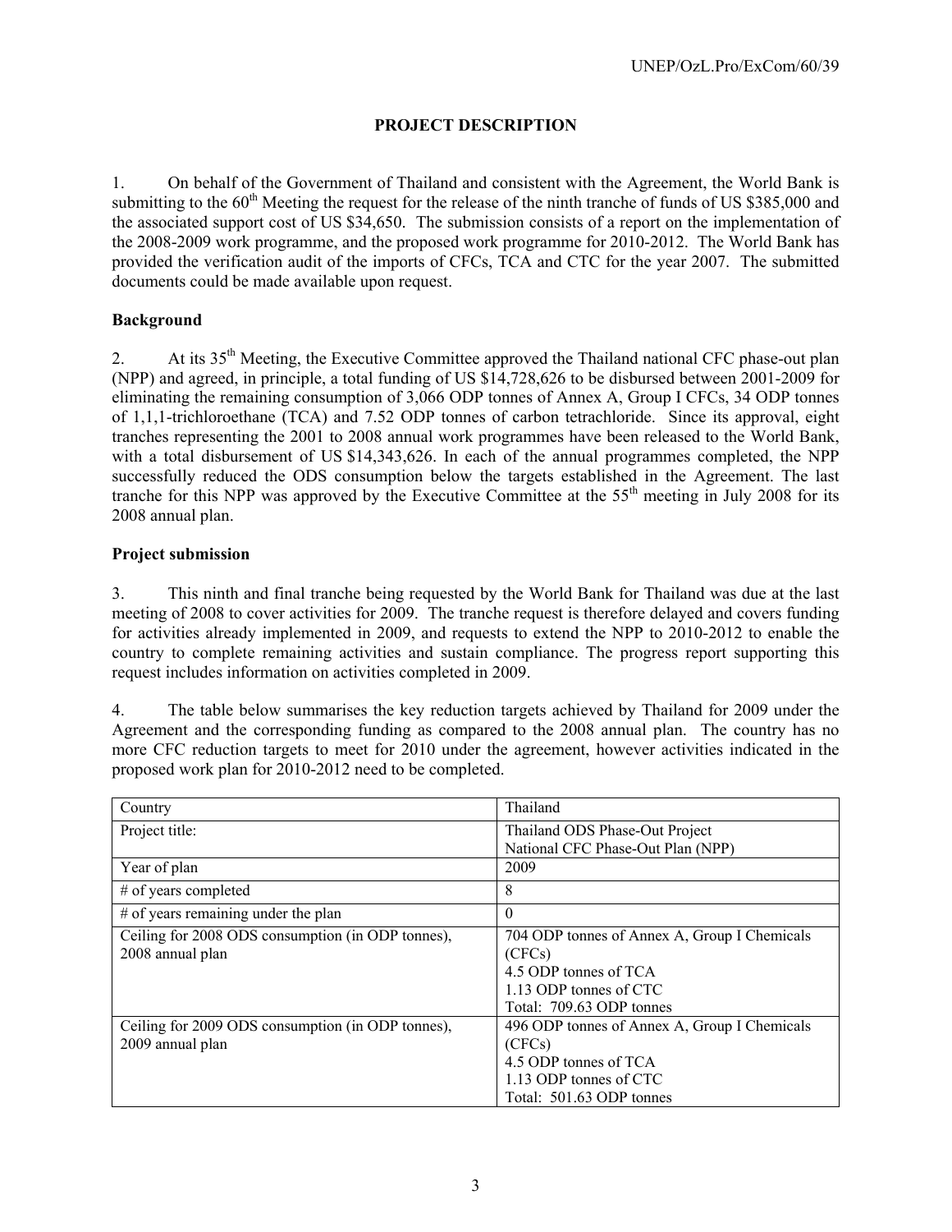## PROJECT DESCRIPTION

1. On behalf of the Government of Thailand and consistent with the Agreement, the World Bank is submitting to the 60th Meeting the request for the release of the ninth tranche of funds of US $385,000 and the associated support cost of US $34,650. The submission consists of a report on the implementation of the 2008-2009 work programme, and the proposed work programme for 2010-2012. The World Bank has provided the verification audit of the imports of CFCs, TCA and CTC for the year 2007. The submitted documents could be made available upon request.

### Background

2. At its 35th Meeting, the Executive Committee approved the Thailand national CFC phase-out plan (NPP) and agreed, in principle, a total funding of US $14,728,626 to be disbursed between 2001-2009 for eliminating the remaining consumption of 3,066 ODP tonnes of Annex A, Group I CFCs, 34 ODP tonnes of 1,1,1-trichloroethane (TCA) and 7.52 ODP tonnes of carbon tetrachloride. Since its approval, eight tranches representing the 2001 to 2008 annual work programmes have been released to the World Bank, with a total disbursement of US $14,343,626. In each of the annual programmes completed, the NPP successfully reduced the ODS consumption below the targets established in the Agreement. The last tranche for this NPP was approved by the Executive Committee at the 55th meeting in July 2008 for its 2008 annual plan.

### Project submission

3. This ninth and final tranche being requested by the World Bank for Thailand was due at the last meeting of 2008 to cover activities for 2009. The tranche request is therefore delayed and covers funding for activities already implemented in 2009, and requests to extend the NPP to 2010-2012 to enable the country to complete remaining activities and sustain compliance. The progress report supporting this request includes information on activities completed in 2009.

4. The table below summarises the key reduction targets achieved by Thailand for 2009 under the Agreement and the corresponding funding as compared to the 2008 annual plan. The country has no more CFC reduction targets to meet for 2010 under the agreement, however activities indicated in the proposed work plan for 2010-2012 need to be completed.

| Country | Thailand |
|---|---|
| Project title: | Thailand ODS Phase-Out Project<br>National CFC Phase-Out Plan (NPP) |
| Year of plan | 2009 |
| # of years completed | 8 |
| # of years remaining under the plan | 0 |
| Ceiling for 2008 ODS consumption (in ODP tonnes), 2008 annual plan | 704 ODP tonnes of Annex A, Group I Chemicals (CFCs)<br>4.5 ODP tonnes of TCA<br>1.13 ODP tonnes of CTC<br>Total: 709.63 ODP tonnes |
| Ceiling for 2009 ODS consumption (in ODP tonnes), 2009 annual plan | 496 ODP tonnes of Annex A, Group I Chemicals (CFCs)<br>4.5 ODP tonnes of TCA<br>1.13 ODP tonnes of CTC<br>Total: 501.63 ODP tonnes |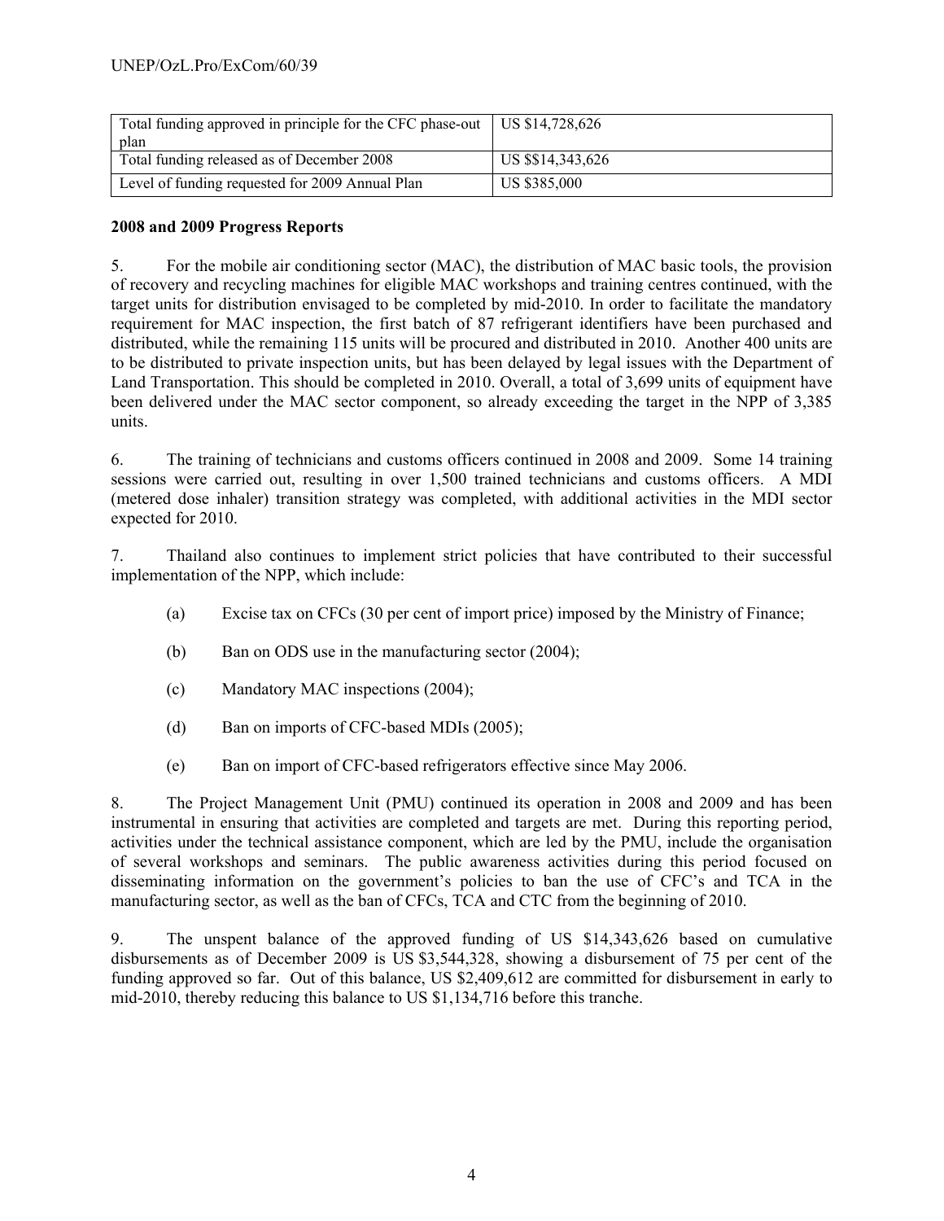| Total funding approved in principle for the CFC phase-out plan | US $14,728,626 |
|---|---|
| Total funding released as of December 2008 | US $$14,343,626 |
| Level of funding requested for 2009 Annual Plan | US $385,000 |

**2008 and 2009 Progress Reports**

5. For the mobile air conditioning sector (MAC), the distribution of MAC basic tools, the provision of recovery and recycling machines for eligible MAC workshops and training centres continued, with the target units for distribution envisaged to be completed by mid-2010. In order to facilitate the mandatory requirement for MAC inspection, the first batch of 87 refrigerant identifiers have been purchased and distributed, while the remaining 115 units will be procured and distributed in 2010. Another 400 units are to be distributed to private inspection units, but has been delayed by legal issues with the Department of Land Transportation. This should be completed in 2010. Overall, a total of 3,699 units of equipment have been delivered under the MAC sector component, so already exceeding the target in the NPP of 3,385 units.

6. The training of technicians and customs officers continued in 2008 and 2009. Some 14 training sessions were carried out, resulting in over 1,500 trained technicians and customs officers. A MDI (metered dose inhaler) transition strategy was completed, with additional activities in the MDI sector expected for 2010.

7. Thailand also continues to implement strict policies that have contributed to their successful implementation of the NPP, which include:

(a) Excise tax on CFCs (30 per cent of import price) imposed by the Ministry of Finance;

(b) Ban on ODS use in the manufacturing sector (2004);

(c) Mandatory MAC inspections (2004);

(d) Ban on imports of CFC-based MDIs (2005);

(e) Ban on import of CFC-based refrigerators effective since May 2006.

8. The Project Management Unit (PMU) continued its operation in 2008 and 2009 and has been instrumental in ensuring that activities are completed and targets are met. During this reporting period, activities under the technical assistance component, which are led by the PMU, include the organisation of several workshops and seminars. The public awareness activities during this period focused on disseminating information on the government's policies to ban the use of CFC's and TCA in the manufacturing sector, as well as the ban of CFCs, TCA and CTC from the beginning of 2010.

9. The unspent balance of the approved funding of US $14,343,626 based on cumulative disbursements as of December 2009 is US $3,544,328, showing a disbursement of 75 per cent of the funding approved so far. Out of this balance, US $2,409,612 are committed for disbursement in early to mid-2010, thereby reducing this balance to US $1,134,716 before this tranche.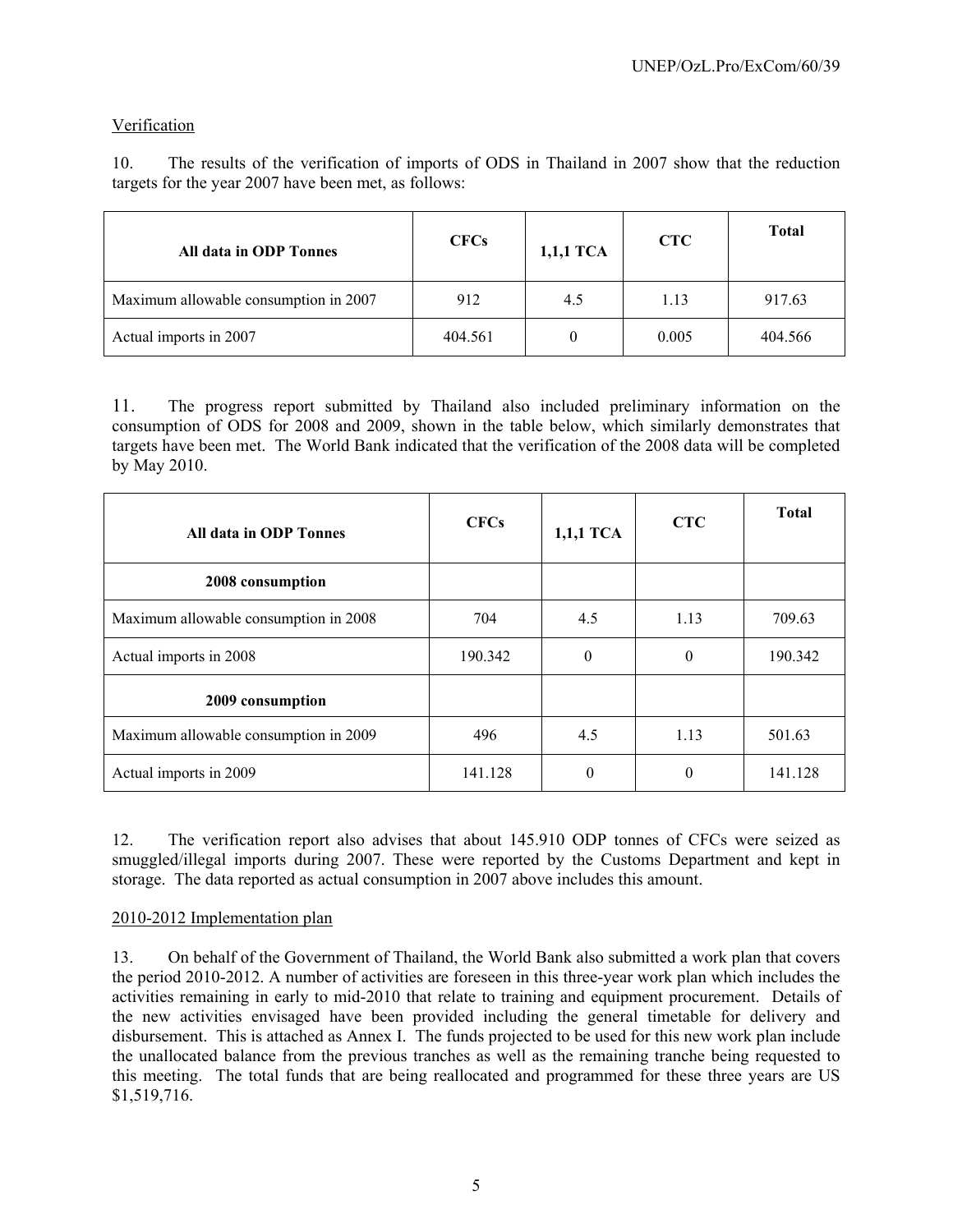Verification

10. The results of the verification of imports of ODS in Thailand in 2007 show that the reduction targets for the year 2007 have been met, as follows:

| All data in ODP Tonnes | CFCs | 1,1,1 TCA | CTC | Total |
|---|---|---|---|---|
| Maximum allowable consumption in 2007 | 912 | 4.5 | 1.13 | 917.63 |
| Actual imports in 2007 | 404.561 | 0 | 0.005 | 404.566 |

11. The progress report submitted by Thailand also included preliminary information on the consumption of ODS for 2008 and 2009, shown in the table below, which similarly demonstrates that targets have been met. The World Bank indicated that the verification of the 2008 data will be completed by May 2010.

| All data in ODP Tonnes | CFCs | 1,1,1 TCA | CTC | Total |
|---|---|---|---|---|
| **2008 consumption** | | | | |
| Maximum allowable consumption in 2008 | 704 | 4.5 | 1.13 | 709.63 |
| Actual imports in 2008 | 190.342 | 0 | 0 | 190.342 |
| **2009 consumption** | | | | |
| Maximum allowable consumption in 2009 | 496 | 4.5 | 1.13 | 501.63 |
| Actual imports in 2009 | 141.128 | 0 | 0 | 141.128 |

12. The verification report also advises that about 145.910 ODP tonnes of CFCs were seized as smuggled/illegal imports during 2007. These were reported by the Customs Department and kept in storage. The data reported as actual consumption in 2007 above includes this amount.

2010-2012 Implementation plan

13. On behalf of the Government of Thailand, the World Bank also submitted a work plan that covers the period 2010-2012. A number of activities are foreseen in this three-year work plan which includes the activities remaining in early to mid-2010 that relate to training and equipment procurement. Details of the new activities envisaged have been provided including the general timetable for delivery and disbursement. This is attached as Annex I. The funds projected to be used for this new work plan include the unallocated balance from the previous tranches as well as the remaining tranche being requested to this meeting. The total funds that are being reallocated and programmed for these three years are US $1,519,716.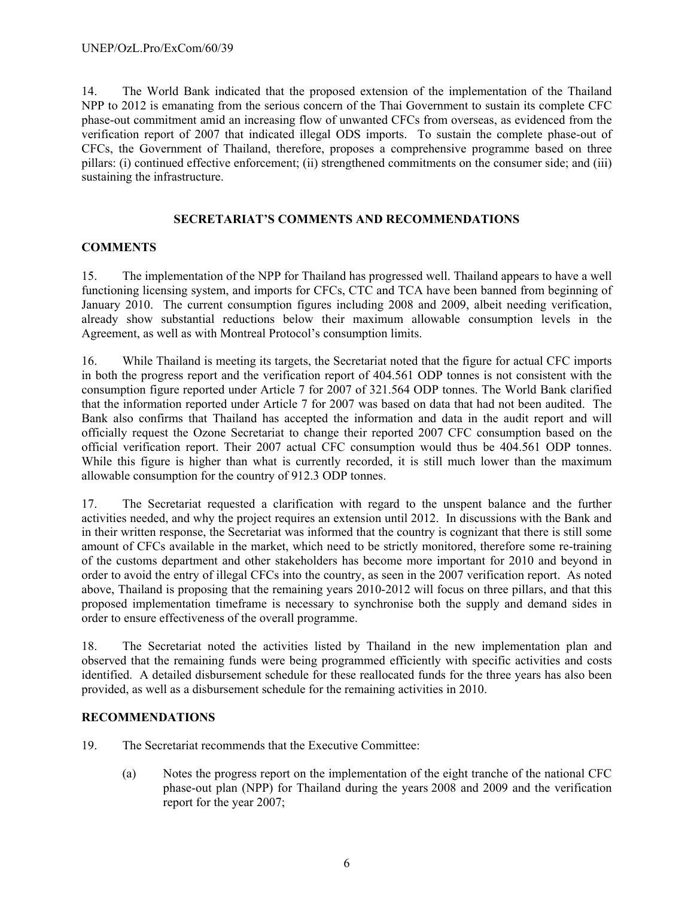14. The World Bank indicated that the proposed extension of the implementation of the Thailand NPP to 2012 is emanating from the serious concern of the Thai Government to sustain its complete CFC phase-out commitment amid an increasing flow of unwanted CFCs from overseas, as evidenced from the verification report of 2007 that indicated illegal ODS imports. To sustain the complete phase-out of CFCs, the Government of Thailand, therefore, proposes a comprehensive programme based on three pillars: (i) continued effective enforcement; (ii) strengthened commitments on the consumer side; and (iii) sustaining the infrastructure.

## SECRETARIAT'S COMMENTS AND RECOMMENDATIONS

### COMMENTS

15. The implementation of the NPP for Thailand has progressed well. Thailand appears to have a well functioning licensing system, and imports for CFCs, CTC and TCA have been banned from beginning of January 2010. The current consumption figures including 2008 and 2009, albeit needing verification, already show substantial reductions below their maximum allowable consumption levels in the Agreement, as well as with Montreal Protocol's consumption limits.

16. While Thailand is meeting its targets, the Secretariat noted that the figure for actual CFC imports in both the progress report and the verification report of 404.561 ODP tonnes is not consistent with the consumption figure reported under Article 7 for 2007 of 321.564 ODP tonnes. The World Bank clarified that the information reported under Article 7 for 2007 was based on data that had not been audited. The Bank also confirms that Thailand has accepted the information and data in the audit report and will officially request the Ozone Secretariat to change their reported 2007 CFC consumption based on the official verification report. Their 2007 actual CFC consumption would thus be 404.561 ODP tonnes. While this figure is higher than what is currently recorded, it is still much lower than the maximum allowable consumption for the country of 912.3 ODP tonnes.

17. The Secretariat requested a clarification with regard to the unspent balance and the further activities needed, and why the project requires an extension until 2012. In discussions with the Bank and in their written response, the Secretariat was informed that the country is cognizant that there is still some amount of CFCs available in the market, which need to be strictly monitored, therefore some re-training of the customs department and other stakeholders has become more important for 2010 and beyond in order to avoid the entry of illegal CFCs into the country, as seen in the 2007 verification report. As noted above, Thailand is proposing that the remaining years 2010-2012 will focus on three pillars, and that this proposed implementation timeframe is necessary to synchronise both the supply and demand sides in order to ensure effectiveness of the overall programme.

18. The Secretariat noted the activities listed by Thailand in the new implementation plan and observed that the remaining funds were being programmed efficiently with specific activities and costs identified. A detailed disbursement schedule for these reallocated funds for the three years has also been provided, as well as a disbursement schedule for the remaining activities in 2010.

### RECOMMENDATIONS

19. The Secretariat recommends that the Executive Committee:

(a) Notes the progress report on the implementation of the eight tranche of the national CFC phase-out plan (NPP) for Thailand during the years 2008 and 2009 and the verification report for the year 2007;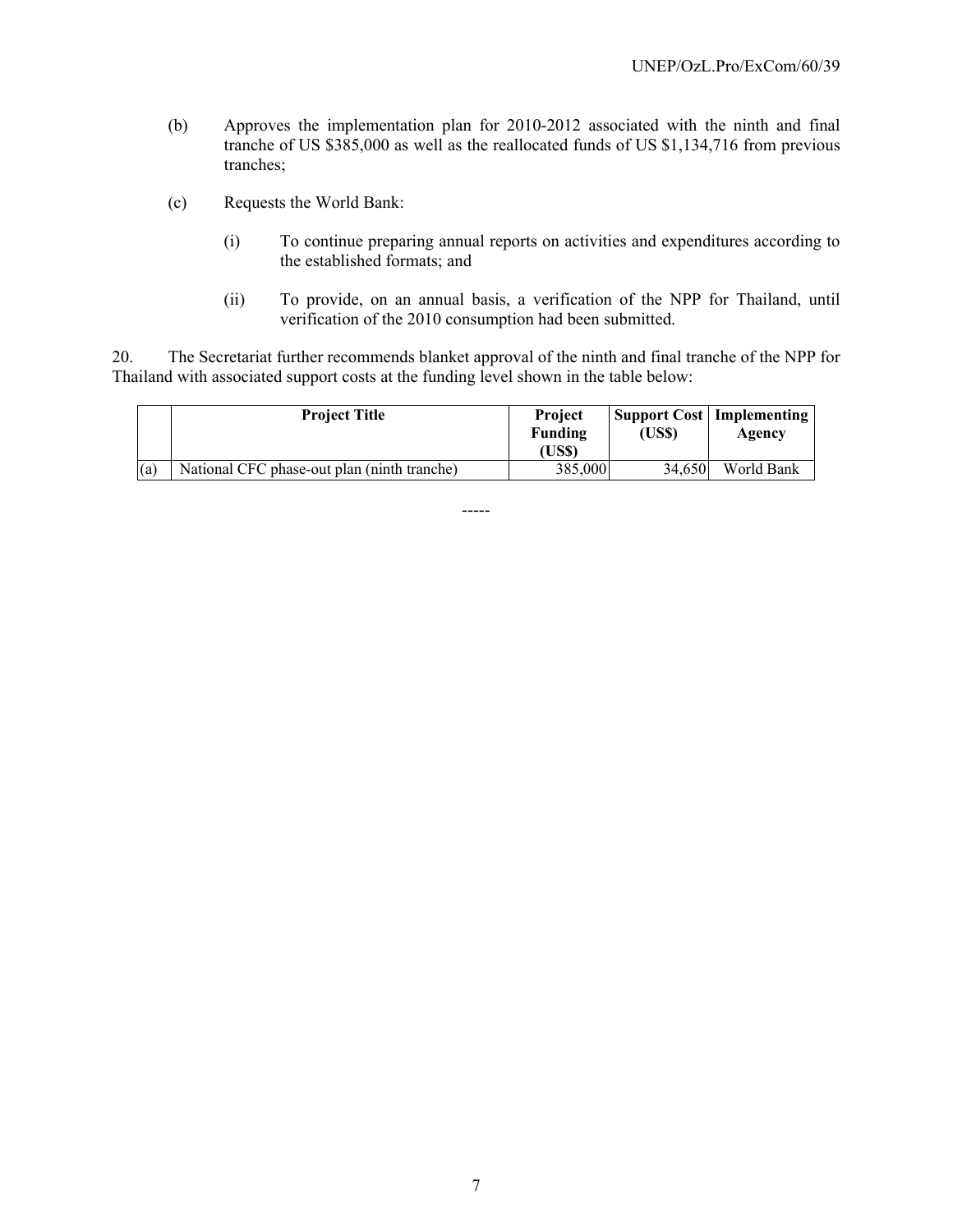(b) Approves the implementation plan for 2010-2012 associated with the ninth and final tranche of US $385,000 as well as the reallocated funds of US $1,134,716 from previous tranches;

(c) Requests the World Bank:

(i) To continue preparing annual reports on activities and expenditures according to the established formats; and

(ii) To provide, on an annual basis, a verification of the NPP for Thailand, until verification of the 2010 consumption had been submitted.

20. The Secretariat further recommends blanket approval of the ninth and final tranche of the NPP for Thailand with associated support costs at the funding level shown in the table below:

| | Project Title | Project Funding (US$) | Support Cost (US$) | Implementing Agency |
|---|---|---|---|---|
| (a) | National CFC phase-out plan (ninth tranche) | 385,000 | 34,650 | World Bank |

-----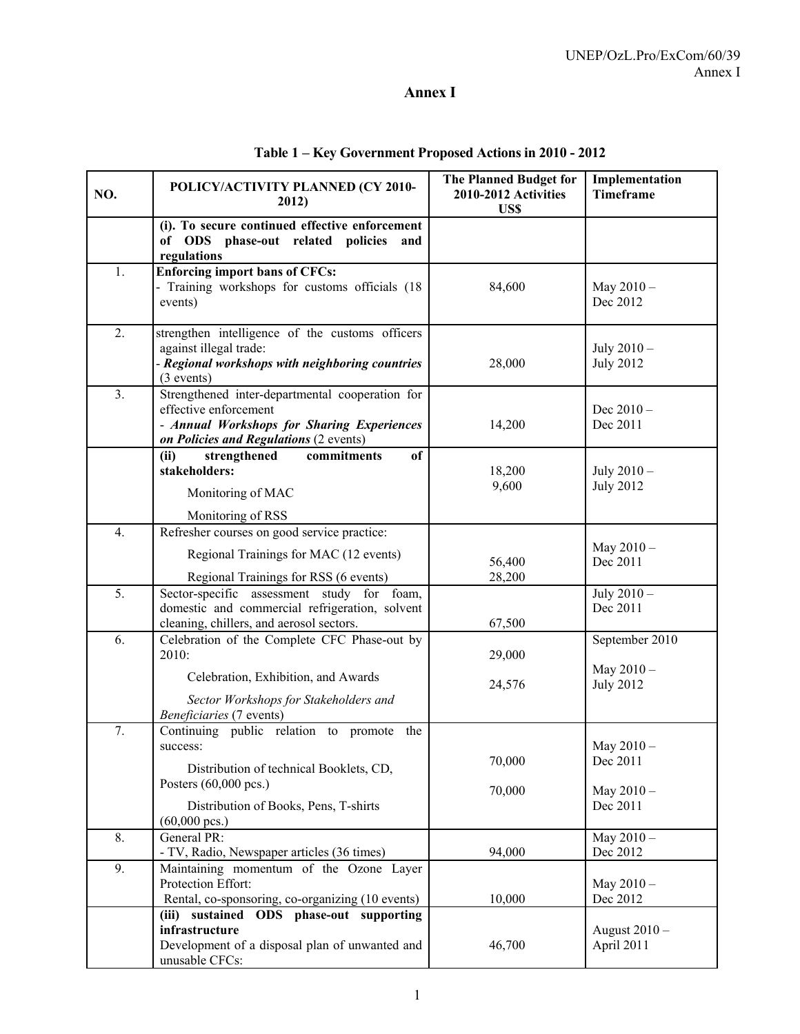# Annex I

**Table 1 – Key Government Proposed Actions in 2010 - 2012**

| NO. | POLICY/ACTIVITY PLANNED (CY 2010-2012) | The Planned Budget for 2010-2012 Activities US$ | Implementation Timeframe |
|---|---|---|---|
| | **(i). To secure continued effective enforcement of ODS phase-out related policies and regulations** | | |
| 1. | **Enforcing import bans of CFCs:** - Training workshops for customs officials (18 events) | 84,600 | May 2010 – Dec 2012 |
| 2. | strengthen intelligence of the customs officers against illegal trade: - ***Regional workshops with neighboring countries*** (3 events) | 28,000 | July 2010 – July 2012 |
| 3. | Strengthened inter-departmental cooperation for effective enforcement - ***Annual Workshops for Sharing Experiences on Policies and Regulations*** (2 events) | 14,200 | Dec 2010 – Dec 2011 |
| | **(ii) strengthened commitments of stakeholders:** Monitoring of MAC Monitoring of RSS | 18,200 9,600 | July 2010 – July 2012 |
| 4. | Refresher courses on good service practice: Regional Trainings for MAC (12 events) Regional Trainings for RSS (6 events) | 56,400 28,200 | May 2010 – Dec 2011 |
| 5. | Sector-specific assessment study for foam, domestic and commercial refrigeration, solvent cleaning, chillers, and aerosol sectors. | 67,500 | July 2010 – Dec 2011 |
| 6. | Celebration of the Complete CFC Phase-out by 2010: Celebration, Exhibition, and Awards *Sector Workshops for Stakeholders and Beneficiaries* (7 events) | 29,000 24,576 | September 2010 May 2010 – July 2012 |
| 7. | Continuing public relation to promote the success: Distribution of technical Booklets, CD, Posters (60,000 pcs.) Distribution of Books, Pens, T-shirts (60,000 pcs.) | 70,000 70,000 | May 2010 – Dec 2011 May 2010 – Dec 2011 |
| 8. | General PR: - TV, Radio, Newspaper articles (36 times) | 94,000 | May 2010 – Dec 2012 |
| 9. | Maintaining momentum of the Ozone Layer Protection Effort: Rental, co-sponsoring, co-organizing (10 events) | 10,000 | May 2010 – Dec 2012 |
| | **(iii) sustained ODS phase-out supporting infrastructure** Development of a disposal plan of unwanted and unusable CFCs: | 46,700 | August 2010 – April 2011 |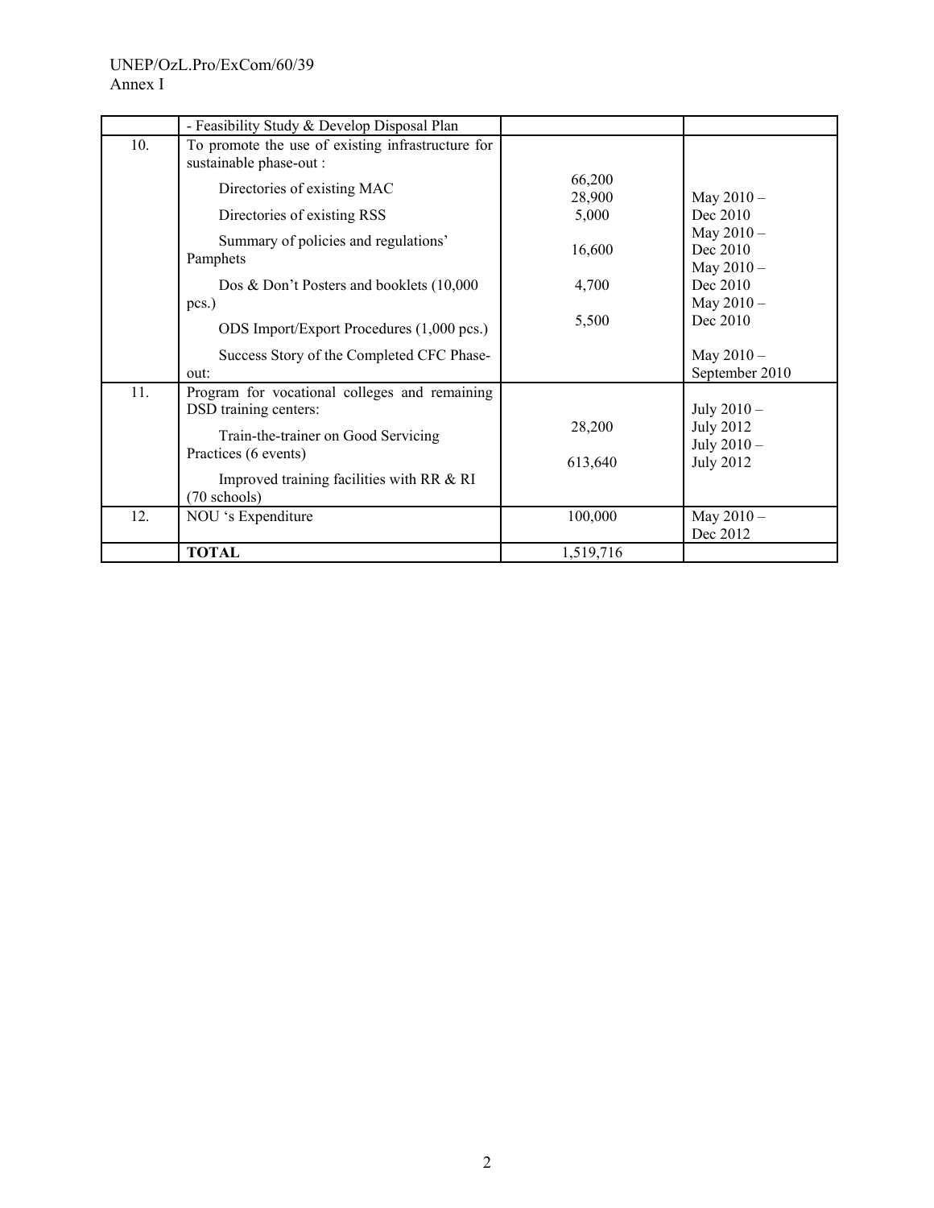| | - Feasibility Study & Develop Disposal Plan | | |
|---|---|---|---|
| 10. | To promote the use of existing infrastructure for sustainable phase-out :<br><br>Directories of existing MAC<br><br>Directories of existing RSS<br><br>Summary of policies and regulations' Pamphets<br><br>Dos & Don't Posters and booklets (10,000 pcs.)<br><br>ODS Import/Export Procedures (1,000 pcs.)<br><br>Success Story of the Completed CFC Phase-out: | 66,200<br>28,900<br>5,000<br><br>16,600<br><br>4,700<br><br>5,500 | May 2010 – Dec 2010<br>May 2010 – Dec 2010<br>May 2010 – Dec 2010<br>May 2010 – Dec 2010<br><br>May 2010 – September 2010 |
| 11. | Program for vocational colleges and remaining DSD training centers:<br><br>Train-the-trainer on Good Servicing Practices (6 events)<br><br>Improved training facilities with RR & RI (70 schools) | 28,200<br><br>613,640 | July 2010 – July 2012<br>July 2010 – July 2012 |
| 12. | NOU 's Expenditure | 100,000 | May 2010 – Dec 2012 |
| | **TOTAL** | 1,519,716 | |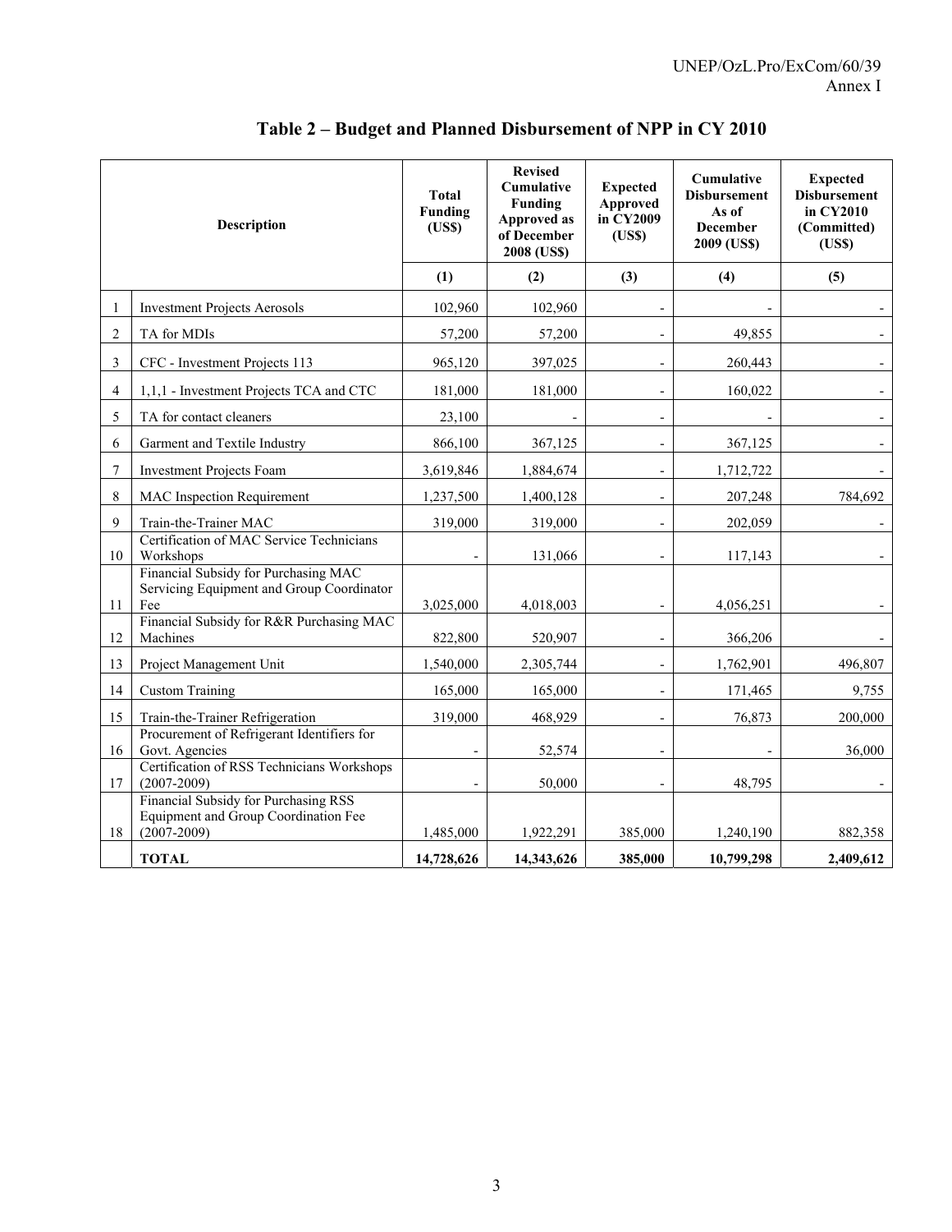# Table 2 – Budget and Planned Disbursement of NPP in CY 2010

| | Description | Total Funding (US$) | Revised Cumulative Funding Approved as of December 2008 (US$) | Expected Approved in CY2009 (US$) | Cumulative Disbursement As of December 2009 (US$) | Expected Disbursement in CY2010 (Committed) (US$) |
|---|---|---|---|---|---|---|
| | | (1) | (2) | (3) | (4) | (5) |
| 1 | Investment Projects Aerosols | 102,960 | 102,960 | - | - | - |
| 2 | TA for MDIs | 57,200 | 57,200 | - | 49,855 | - |
| 3 | CFC - Investment Projects 113 | 965,120 | 397,025 | - | 260,443 | - |
| 4 | 1,1,1 - Investment Projects TCA and CTC | 181,000 | 181,000 | - | 160,022 | - |
| 5 | TA for contact cleaners | 23,100 | - | - | - | - |
| 6 | Garment and Textile Industry | 866,100 | 367,125 | - | 367,125 | - |
| 7 | Investment Projects Foam | 3,619,846 | 1,884,674 | - | 1,712,722 | - |
| 8 | MAC Inspection Requirement | 1,237,500 | 1,400,128 | - | 207,248 | 784,692 |
| 9 | Train-the-Trainer MAC | 319,000 | 319,000 | - | 202,059 | - |
| 10 | Certification of MAC Service Technicians Workshops | - | 131,066 | - | 117,143 | - |
| 11 | Financial Subsidy for Purchasing MAC Servicing Equipment and Group Coordinator Fee | 3,025,000 | 4,018,003 | - | 4,056,251 | - |
| 12 | Financial Subsidy for R&R Purchasing MAC Machines | 822,800 | 520,907 | - | 366,206 | - |
| 13 | Project Management Unit | 1,540,000 | 2,305,744 | - | 1,762,901 | 496,807 |
| 14 | Custom Training | 165,000 | 165,000 | - | 171,465 | 9,755 |
| 15 | Train-the-Trainer Refrigeration | 319,000 | 468,929 | - | 76,873 | 200,000 |
| 16 | Procurement of Refrigerant Identifiers for Govt. Agencies | - | 52,574 | - | - | 36,000 |
| 17 | Certification of RSS Technicians Workshops (2007-2009) | - | 50,000 | - | 48,795 | - |
| 18 | Financial Subsidy for Purchasing RSS Equipment and Group Coordination Fee (2007-2009) | 1,485,000 | 1,922,291 | 385,000 | 1,240,190 | 882,358 |
| | **TOTAL** | **14,728,626** | **14,343,626** | **385,000** | **10,799,298** | **2,409,612** |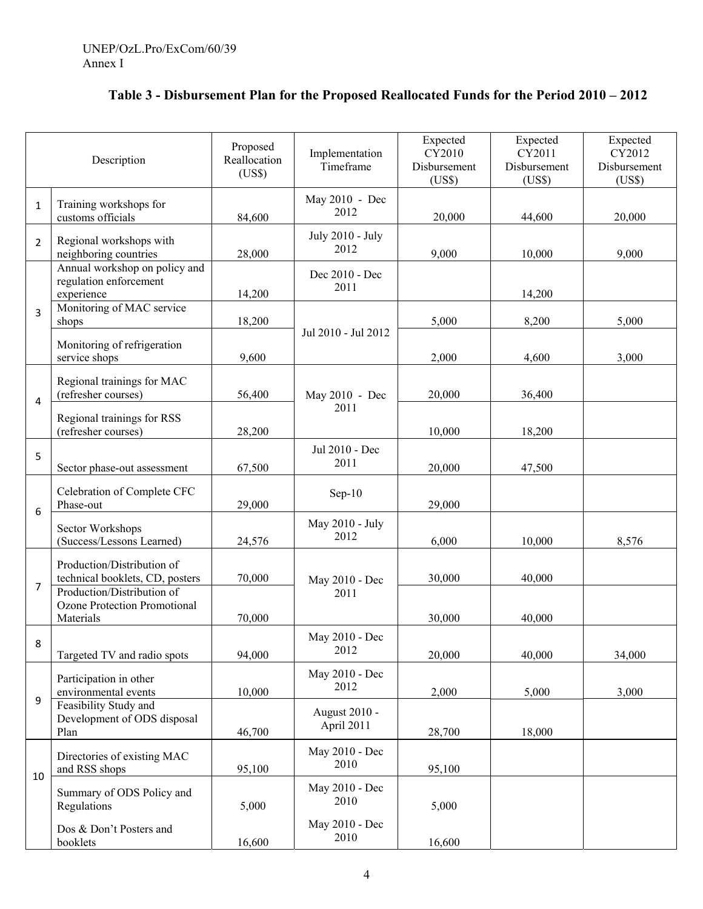### Table 3 - Disbursement Plan for the Proposed Reallocated Funds for the Period 2010 – 2012

| | Description | Proposed Reallocation (US$) | Implementation Timeframe | Expected CY2010 Disbursement (US$) | Expected CY2011 Disbursement (US$) | Expected CY2012 Disbursement (US$) |
|---|---|---|---|---|---|---|
| 1 | Training workshops for customs officials | 84,600 | May 2010 - Dec 2012 | 20,000 | 44,600 | 20,000 |
| 2 | Regional workshops with neighboring countries | 28,000 | July 2010 - July 2012 | 9,000 | 10,000 | 9,000 |
| 3 | Annual workshop on policy and regulation enforcement experience | 14,200 | Dec 2010 - Dec 2011 | | 14,200 | |
| | Monitoring of MAC service shops | 18,200 | Jul 2010 - Jul 2012 | 5,000 | 8,200 | 5,000 |
| | Monitoring of refrigeration service shops | 9,600 | | 2,000 | 4,600 | 3,000 |
| 4 | Regional trainings for MAC (refresher courses) | 56,400 | May 2010 - Dec 2011 | 20,000 | 36,400 | |
| | Regional trainings for RSS (refresher courses) | 28,200 | | 10,000 | 18,200 | |
| 5 | Sector phase-out assessment | 67,500 | Jul 2010 - Dec 2011 | 20,000 | 47,500 | |
| 6 | Celebration of Complete CFC Phase-out | 29,000 | Sep-10 | 29,000 | | |
| | Sector Workshops (Success/Lessons Learned) | 24,576 | May 2010 - July 2012 | 6,000 | 10,000 | 8,576 |
| 7 | Production/Distribution of technical booklets, CD, posters | 70,000 | May 2010 - Dec 2011 | 30,000 | 40,000 | |
| | Production/Distribution of Ozone Protection Promotional Materials | 70,000 | | 30,000 | 40,000 | |
| 8 | Targeted TV and radio spots | 94,000 | May 2010 - Dec 2012 | 20,000 | 40,000 | 34,000 |
| 9 | Participation in other environmental events | 10,000 | May 2010 - Dec 2012 | 2,000 | 5,000 | 3,000 |
| | Feasibility Study and Development of ODS disposal Plan | 46,700 | August 2010 - April 2011 | 28,700 | 18,000 | |
| 10 | Directories of existing MAC and RSS shops | 95,100 | May 2010 - Dec 2010 | 95,100 | | |
| | Summary of ODS Policy and Regulations | 5,000 | May 2010 - Dec 2010 | 5,000 | | |
| | Dos & Don't Posters and booklets | 16,600 | May 2010 - Dec 2010 | 16,600 | | |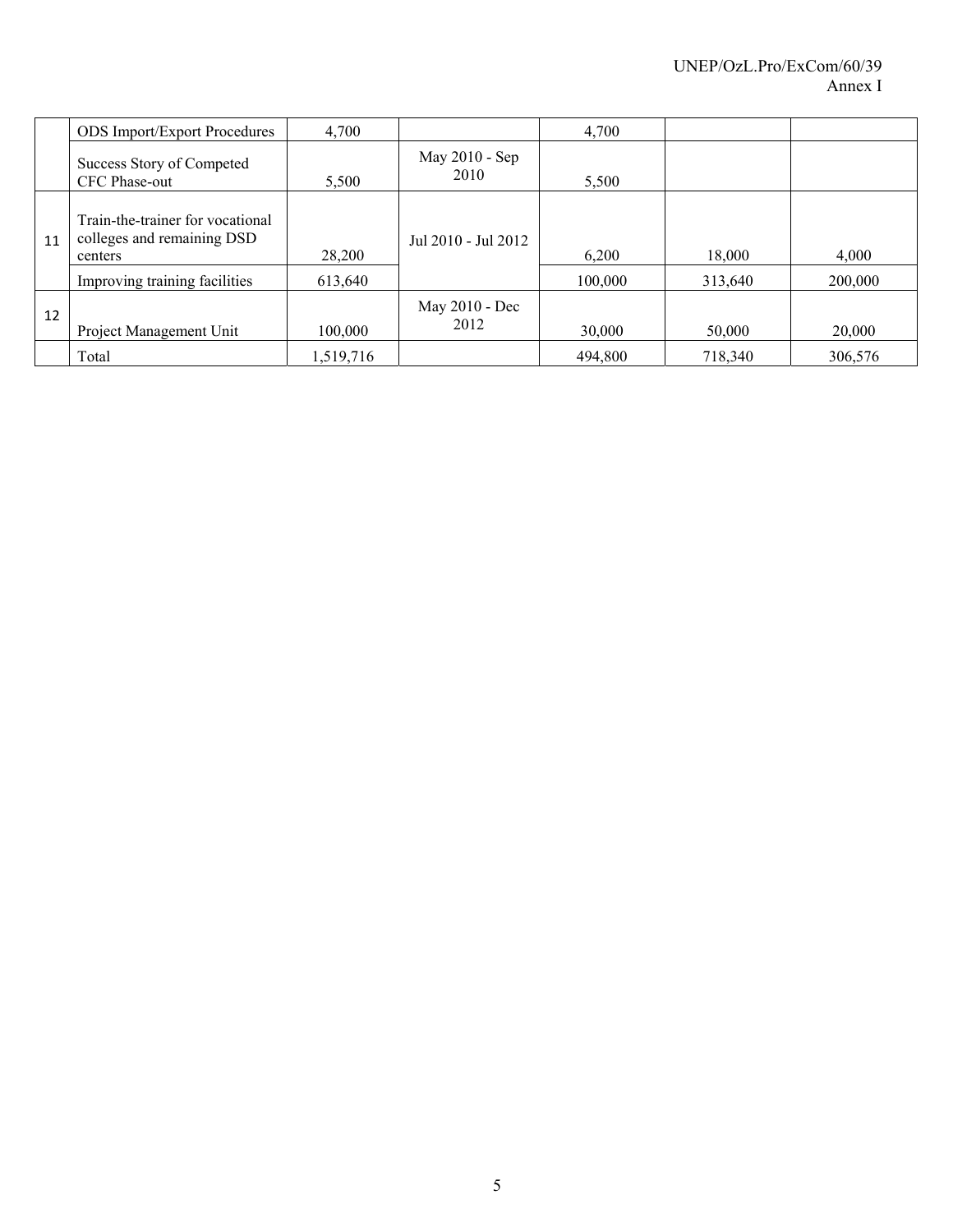| | | | | | | |
|---|---|---|---|---|---|---|
| | ODS Import/Export Procedures | 4,700 | | 4,700 | | |
| | Success Story of Competed CFC Phase-out | 5,500 | May 2010 - Sep 2010 | 5,500 | | |
| 11 | Train-the-trainer for vocational colleges and remaining DSD centers | 28,200 | Jul 2010 - Jul 2012 | 6,200 | 18,000 | 4,000 |
| | Improving training facilities | 613,640 | | 100,000 | 313,640 | 200,000 |
| 12 | Project Management Unit | 100,000 | May 2010 - Dec 2012 | 30,000 | 50,000 | 20,000 |
| | Total | 1,519,716 | | 494,800 | 718,340 | 306,576 |